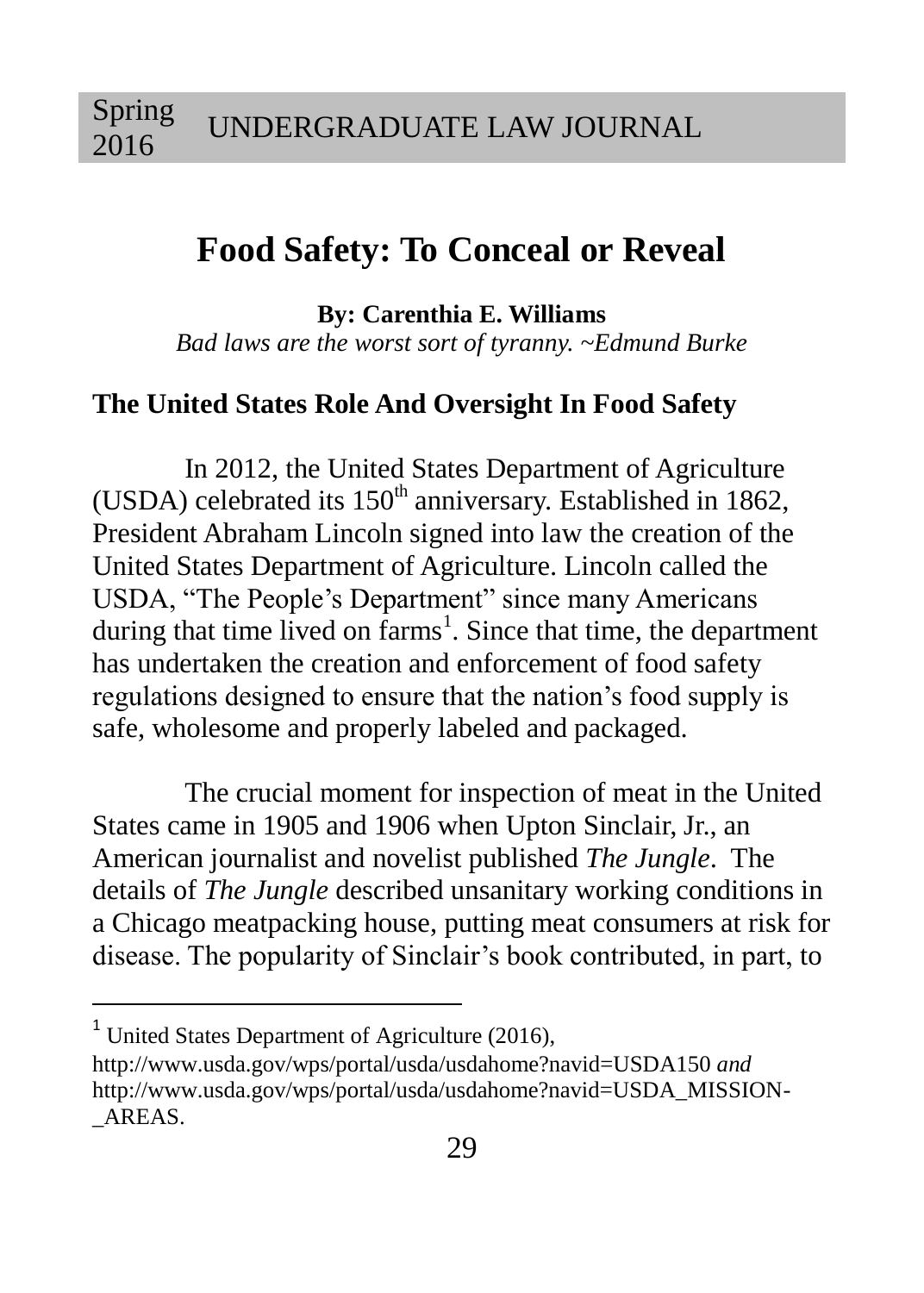# Food Safety: To Conceal or Reveal

**By: Carenthia E. Williams**

*Bad laws are the worst sort of tyranny. ~Edmund Burke*

## The United States Role And Oversight In Food Safety

In 2012, the United States Department of Agriculture (USDA) celebrated its 150$^{th}$ anniversary. Established in 1862, President Abraham Lincoln signed into law the creation of the United States Department of Agriculture. Lincoln called the USDA, "The People's Department" since many Americans during that time lived on farms[1]. Since that time, the department has undertaken the creation and enforcement of food safety regulations designed to ensure that the nation's food supply is safe, wholesome and properly labeled and packaged.

The crucial moment for inspection of meat in the United States came in 1905 and 1906 when Upton Sinclair, Jr., an American journalist and novelist published *The Jungle*. The details of *The Jungle* described unsanitary working conditions in a Chicago meatpacking house, putting meat consumers at risk for disease. The popularity of Sinclair's book contributed, in part, to

---

[1] United States Department of Agriculture (2016), http://www.usda.gov/wps/portal/usda/usdahome?navid=USDA150 *and* http://www.usda.gov/wps/portal/usda/usdahome?navid=USDA_MISSION-_AREAS.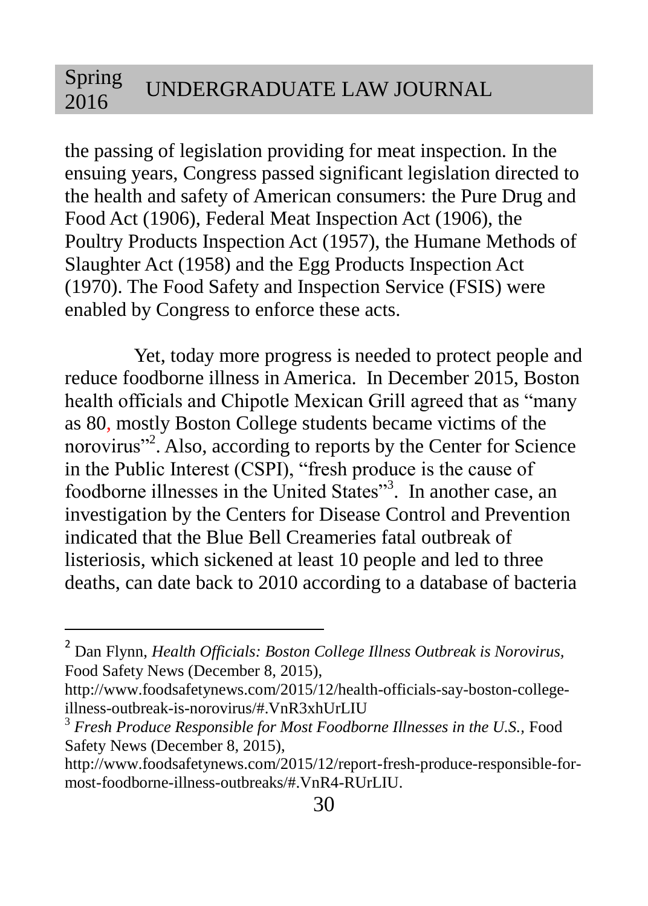the passing of legislation providing for meat inspection. In the ensuing years, Congress passed significant legislation directed to the health and safety of American consumers: the Pure Drug and Food Act (1906), Federal Meat Inspection Act (1906), the Poultry Products Inspection Act (1957), the Humane Methods of Slaughter Act (1958) and the Egg Products Inspection Act (1970). The Food Safety and Inspection Service (FSIS) were enabled by Congress to enforce these acts.

Yet, today more progress is needed to protect people and reduce foodborne illness in America. In December 2015, Boston health officials and Chipotle Mexican Grill agreed that as "many as 80, mostly Boston College students became victims of the norovirus"[2]. Also, according to reports by the Center for Science in the Public Interest (CSPI), "fresh produce is the cause of foodborne illnesses in the United States"[3]. In another case, an investigation by the Centers for Disease Control and Prevention indicated that the Blue Bell Creameries fatal outbreak of listeriosis, which sickened at least 10 people and led to three deaths, can date back to 2010 according to a database of bacteria

---

[2] Dan Flynn, *Health Officials: Boston College Illness Outbreak is Norovirus*, Food Safety News (December 8, 2015), http://www.foodsafetynews.com/2015/12/health-officials-say-boston-college-illness-outbreak-is-norovirus/#.VnR3xhUrLIU

[3] *Fresh Produce Responsible for Most Foodborne Illnesses in the U.S.*, Food Safety News (December 8, 2015), http://www.foodsafetynews.com/2015/12/report-fresh-produce-responsible-for-most-foodborne-illness-outbreaks/#.VnR4-RUrLIU.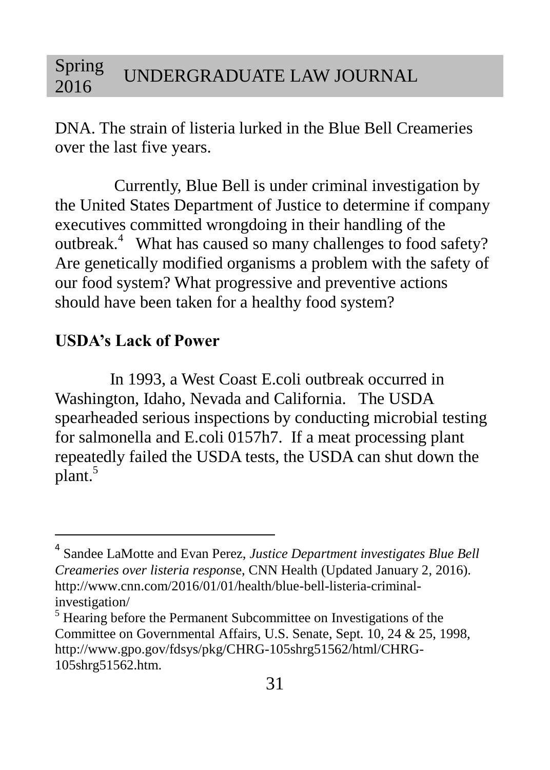DNA. The strain of listeria lurked in the Blue Bell Creameries over the last five years.

Currently, Blue Bell is under criminal investigation by the United States Department of Justice to determine if company executives committed wrongdoing in their handling of the outbreak.[4] What has caused so many challenges to food safety? Are genetically modified organisms a problem with the safety of our food system? What progressive and preventive actions should have been taken for a healthy food system?

## USDA's Lack of Power

In 1993, a West Coast E.coli outbreak occurred in Washington, Idaho, Nevada and California. The USDA spearheaded serious inspections by conducting microbial testing for salmonella and E.coli 0157h7. If a meat processing plant repeatedly failed the USDA tests, the USDA can shut down the plant.[5]

---

[4] Sandee LaMotte and Evan Perez, *Justice Department investigates Blue Bell Creameries over listeria response*, CNN Health (Updated January 2, 2016). http://www.cnn.com/2016/01/01/health/blue-bell-listeria-criminal-investigation/

[5] Hearing before the Permanent Subcommittee on Investigations of the Committee on Governmental Affairs, U.S. Senate, Sept. 10, 24 & 25, 1998, http://www.gpo.gov/fdsys/pkg/CHRG-105shrg51562/html/CHRG-105shrg51562.htm.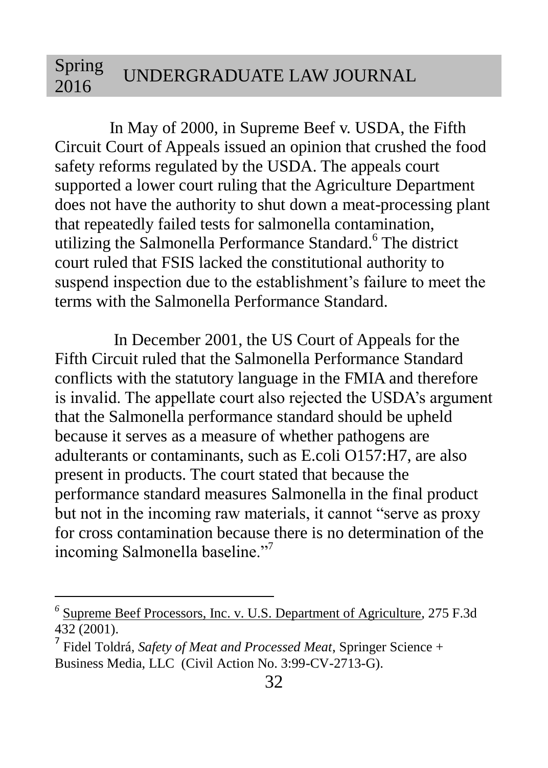In May of 2000, in Supreme Beef v. USDA, the Fifth Circuit Court of Appeals issued an opinion that crushed the food safety reforms regulated by the USDA. The appeals court supported a lower court ruling that the Agriculture Department does not have the authority to shut down a meat-processing plant that repeatedly failed tests for salmonella contamination, utilizing the Salmonella Performance Standard.[6] The district court ruled that FSIS lacked the constitutional authority to suspend inspection due to the establishment's failure to meet the terms with the Salmonella Performance Standard.

In December 2001, the US Court of Appeals for the Fifth Circuit ruled that the Salmonella Performance Standard conflicts with the statutory language in the FMIA and therefore is invalid. The appellate court also rejected the USDA's argument that the Salmonella performance standard should be upheld because it serves as a measure of whether pathogens are adulterants or contaminants, such as E.coli O157:H7, are also present in products. The court stated that because the performance standard measures Salmonella in the final product but not in the incoming raw materials, it cannot "serve as proxy for cross contamination because there is no determination of the incoming Salmonella baseline."[7]

---

[6] Supreme Beef Processors, Inc. v. U.S. Department of Agriculture, 275 F.3d 432 (2001).

[7] Fidel Toldrá, *Safety of Meat and Processed Meat*, Springer Science + Business Media, LLC (Civil Action No. 3:99-CV-2713-G).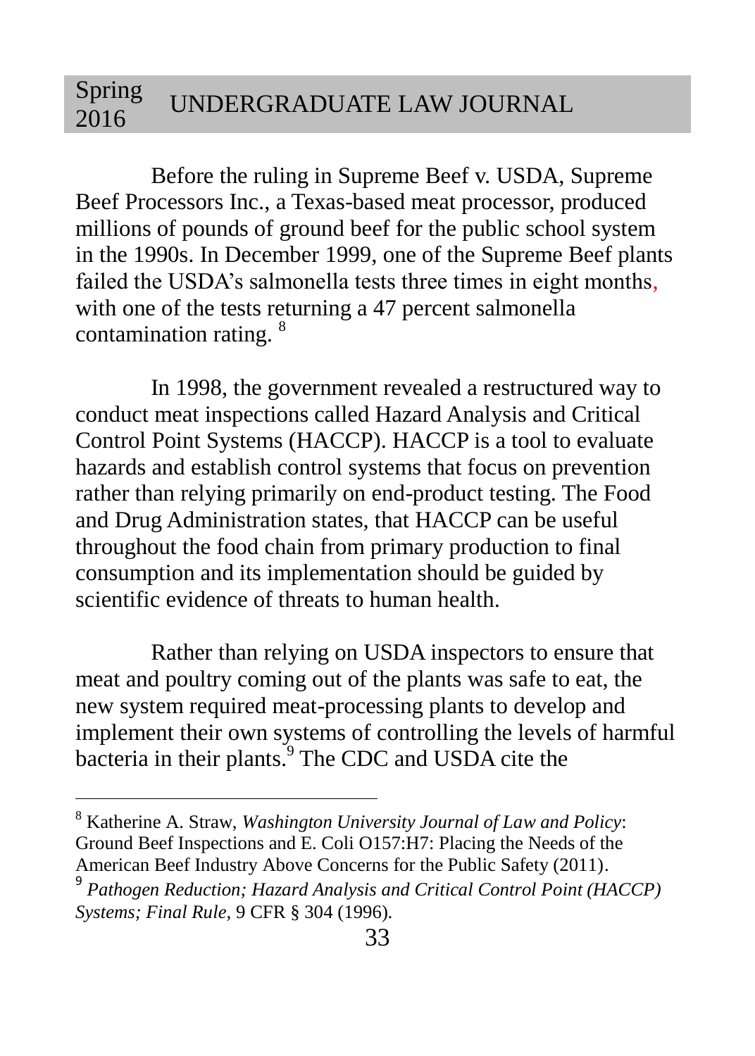Before the ruling in Supreme Beef v. USDA, Supreme Beef Processors Inc., a Texas-based meat processor, produced millions of pounds of ground beef for the public school system in the 1990s. In December 1999, one of the Supreme Beef plants failed the USDA's salmonella tests three times in eight months, with one of the tests returning a 47 percent salmonella contamination rating. [8]

In 1998, the government revealed a restructured way to conduct meat inspections called Hazard Analysis and Critical Control Point Systems (HACCP). HACCP is a tool to evaluate hazards and establish control systems that focus on prevention rather than relying primarily on end-product testing. The Food and Drug Administration states, that HACCP can be useful throughout the food chain from primary production to final consumption and its implementation should be guided by scientific evidence of threats to human health.

Rather than relying on USDA inspectors to ensure that meat and poultry coming out of the plants was safe to eat, the new system required meat-processing plants to develop and implement their own systems of controlling the levels of harmful bacteria in their plants.[9] The CDC and USDA cite the

---

[8] Katherine A. Straw, *Washington University Journal of Law and Policy*: Ground Beef Inspections and E. Coli O157:H7: Placing the Needs of the American Beef Industry Above Concerns for the Public Safety (2011).

[9] *Pathogen Reduction; Hazard Analysis and Critical Control Point (HACCP) Systems; Final Rule,* 9 CFR § 304 (1996).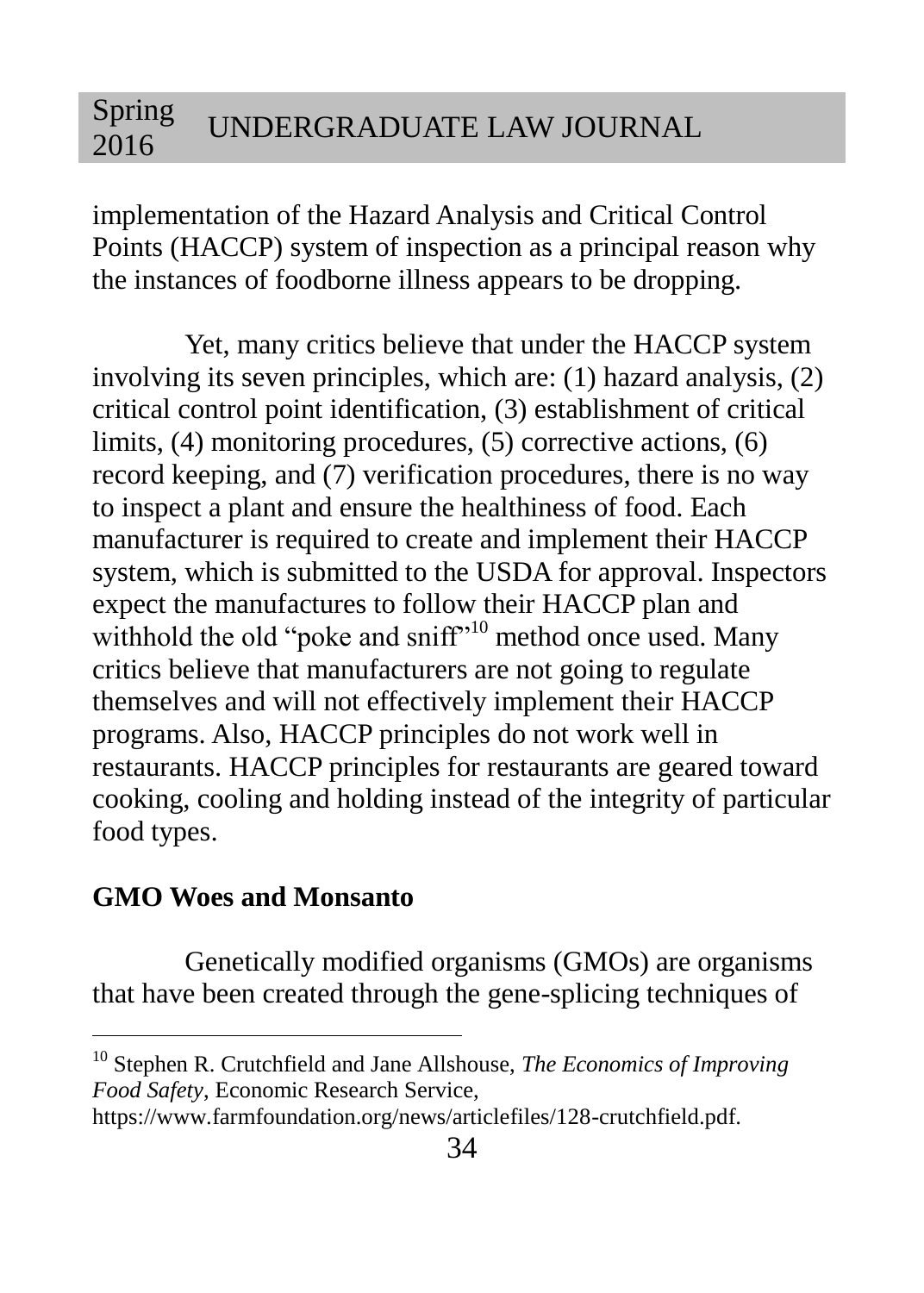implementation of the Hazard Analysis and Critical Control Points (HACCP) system of inspection as a principal reason why the instances of foodborne illness appears to be dropping.

Yet, many critics believe that under the HACCP system involving its seven principles, which are: (1) hazard analysis, (2) critical control point identification, (3) establishment of critical limits, (4) monitoring procedures, (5) corrective actions, (6) record keeping, and (7) verification procedures, there is no way to inspect a plant and ensure the healthiness of food. Each manufacturer is required to create and implement their HACCP system, which is submitted to the USDA for approval. Inspectors expect the manufactures to follow their HACCP plan and withhold the old "poke and sniff"[10] method once used. Many critics believe that manufacturers are not going to regulate themselves and will not effectively implement their HACCP programs. Also, HACCP principles do not work well in restaurants. HACCP principles for restaurants are geared toward cooking, cooling and holding instead of the integrity of particular food types.

## GMO Woes and Monsanto

Genetically modified organisms (GMOs) are organisms that have been created through the gene-splicing techniques of

---

[10] Stephen R. Crutchfield and Jane Allshouse, *The Economics of Improving Food Safety*, Economic Research Service, https://www.farmfoundation.org/news/articlefiles/128-crutchfield.pdf.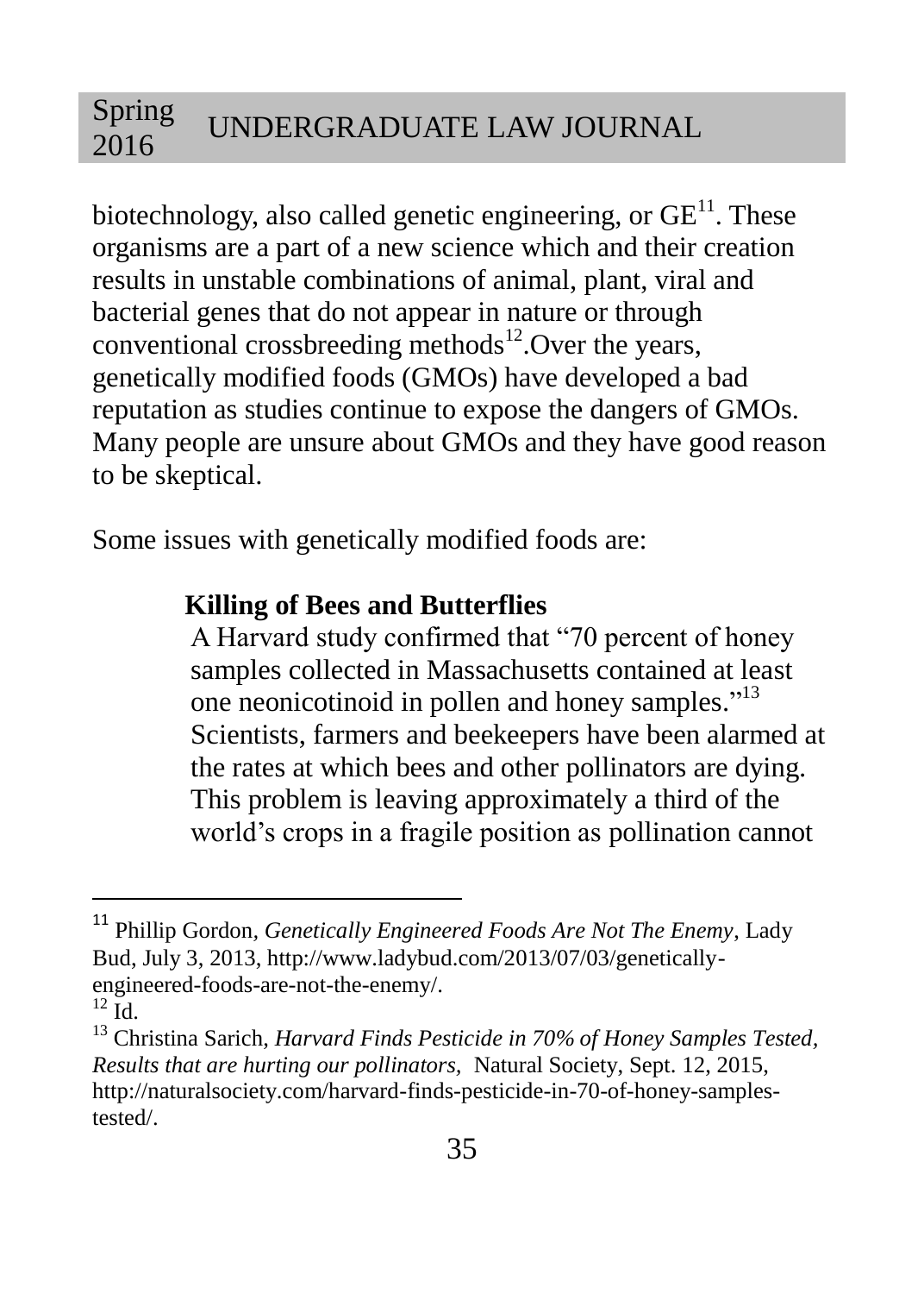biotechnology, also called genetic engineering, or GE[11]. These organisms are a part of a new science which and their creation results in unstable combinations of animal, plant, viral and bacterial genes that do not appear in nature or through conventional crossbreeding methods[12].Over the years, genetically modified foods (GMOs) have developed a bad reputation as studies continue to expose the dangers of GMOs. Many people are unsure about GMOs and they have good reason to be skeptical.

Some issues with genetically modified foods are:

**Killing of Bees and Butterflies**

A Harvard study confirmed that "70 percent of honey samples collected in Massachusetts contained at least one neonicotinoid in pollen and honey samples."[13] Scientists, farmers and beekeepers have been alarmed at the rates at which bees and other pollinators are dying. This problem is leaving approximately a third of the world's crops in a fragile position as pollination cannot

---

[11] Phillip Gordon, *Genetically Engineered Foods Are Not The Enemy*, Lady Bud, July 3, 2013, http://www.ladybud.com/2013/07/03/genetically-engineered-foods-are-not-the-enemy/.

[12] Id.

[13] Christina Sarich, *Harvard Finds Pesticide in 70% of Honey Samples Tested, Results that are hurting our pollinators*, Natural Society, Sept. 12, 2015, http://naturalsociety.com/harvard-finds-pesticide-in-70-of-honey-samples-tested/.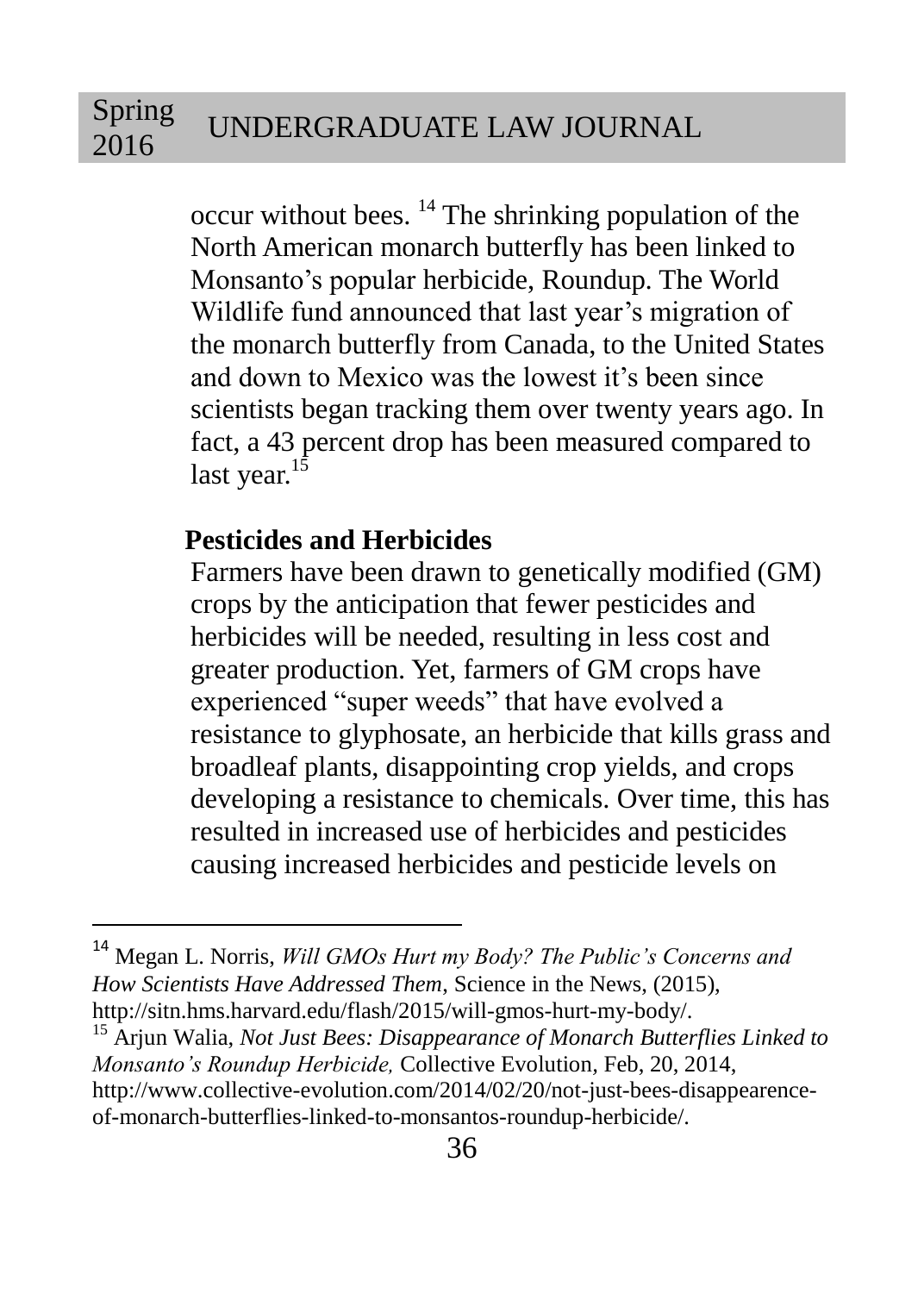occur without bees. [14] The shrinking population of the North American monarch butterfly has been linked to Monsanto's popular herbicide, Roundup. The World Wildlife fund announced that last year's migration of the monarch butterfly from Canada, to the United States and down to Mexico was the lowest it's been since scientists began tracking them over twenty years ago. In fact, a 43 percent drop has been measured compared to last year.[15]

**Pesticides and Herbicides**

Farmers have been drawn to genetically modified (GM) crops by the anticipation that fewer pesticides and herbicides will be needed, resulting in less cost and greater production. Yet, farmers of GM crops have experienced "super weeds" that have evolved a resistance to glyphosate, an herbicide that kills grass and broadleaf plants, disappointing crop yields, and crops developing a resistance to chemicals. Over time, this has resulted in increased use of herbicides and pesticides causing increased herbicides and pesticide levels on

---

[14] Megan L. Norris, *Will GMOs Hurt my Body? The Public's Concerns and How Scientists Have Addressed Them*, Science in the News, (2015), http://sitn.hms.harvard.edu/flash/2015/will-gmos-hurt-my-body/.

[15] Arjun Walia, *Not Just Bees: Disappearance of Monarch Butterflies Linked to Monsanto's Roundup Herbicide,* Collective Evolution, Feb, 20, 2014, http://www.collective-evolution.com/2014/02/20/not-just-bees-disappearence-of-monarch-butterflies-linked-to-monsantos-roundup-herbicide/.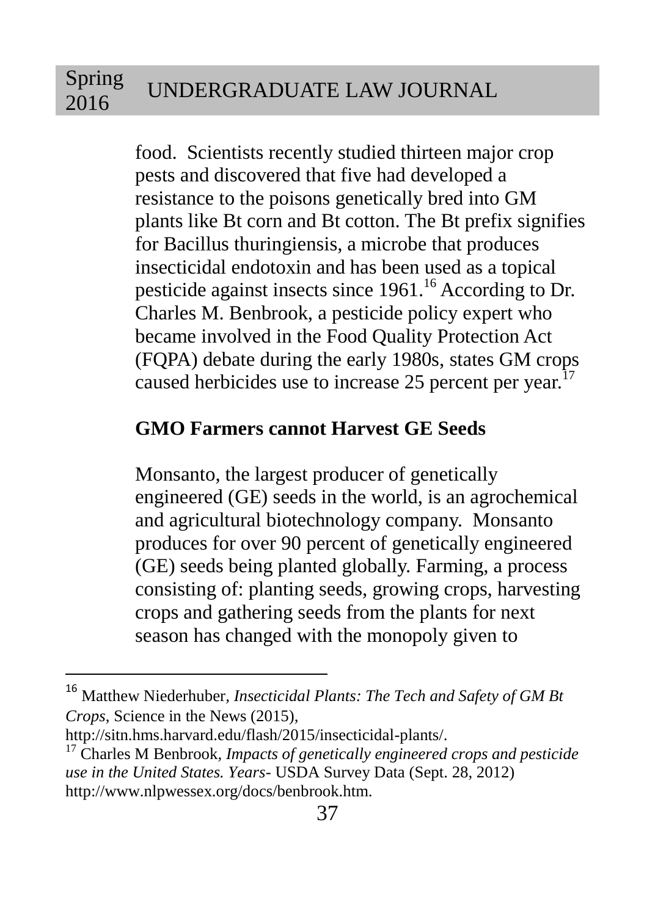food. Scientists recently studied thirteen major crop pests and discovered that five had developed a resistance to the poisons genetically bred into GM plants like Bt corn and Bt cotton. The Bt prefix signifies for Bacillus thuringiensis, a microbe that produces insecticidal endotoxin and has been used as a topical pesticide against insects since 1961.[16] According to Dr. Charles M. Benbrook, a pesticide policy expert who became involved in the Food Quality Protection Act (FQPA) debate during the early 1980s, states GM crops caused herbicides use to increase 25 percent per year.[17]

## GMO Farmers cannot Harvest GE Seeds

Monsanto, the largest producer of genetically engineered (GE) seeds in the world, is an agrochemical and agricultural biotechnology company. Monsanto produces for over 90 percent of genetically engineered (GE) seeds being planted globally. Farming, a process consisting of: planting seeds, growing crops, harvesting crops and gathering seeds from the plants for next season has changed with the monopoly given to

---

[16] Matthew Niederhuber, *Insecticidal Plants: The Tech and Safety of GM Bt Crops*, Science in the News (2015), http://sitn.hms.harvard.edu/flash/2015/insecticidal-plants/.

[17] Charles M Benbrook, *Impacts of genetically engineered crops and pesticide use in the United States. Years*- USDA Survey Data (Sept. 28, 2012) http://www.nlpwessex.org/docs/benbrook.htm.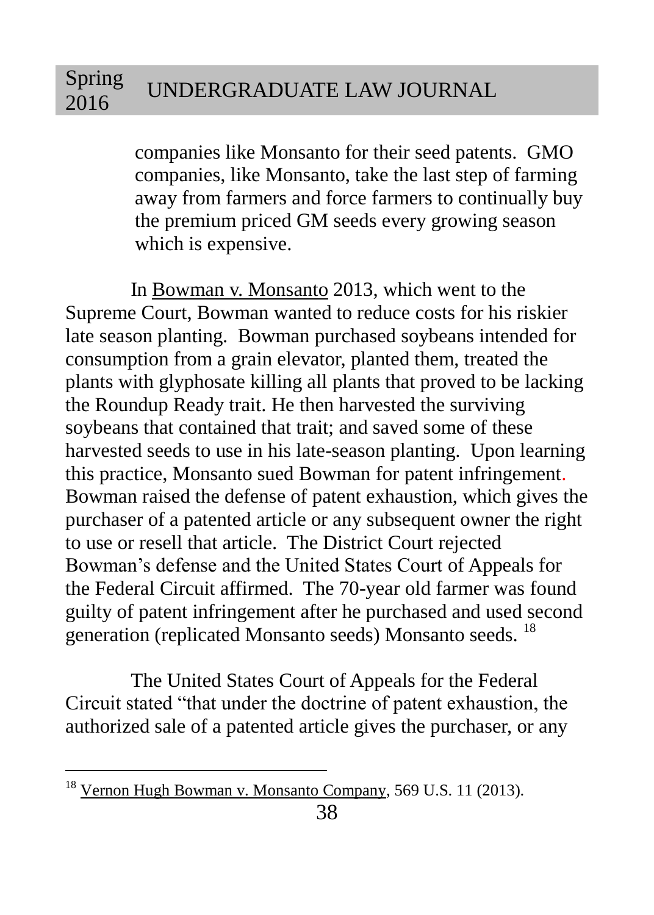companies like Monsanto for their seed patents. GMO companies, like Monsanto, take the last step of farming away from farmers and force farmers to continually buy the premium priced GM seeds every growing season which is expensive.

In Bowman v. Monsanto 2013, which went to the Supreme Court, Bowman wanted to reduce costs for his riskier late season planting. Bowman purchased soybeans intended for consumption from a grain elevator, planted them, treated the plants with glyphosate killing all plants that proved to be lacking the Roundup Ready trait. He then harvested the surviving soybeans that contained that trait; and saved some of these harvested seeds to use in his late-season planting. Upon learning this practice, Monsanto sued Bowman for patent infringement. Bowman raised the defense of patent exhaustion, which gives the purchaser of a patented article or any subsequent owner the right to use or resell that article. The District Court rejected Bowman's defense and the United States Court of Appeals for the Federal Circuit affirmed. The 70-year old farmer was found guilty of patent infringement after he purchased and used second generation (replicated Monsanto seeds) Monsanto seeds. [18]

The United States Court of Appeals for the Federal Circuit stated "that under the doctrine of patent exhaustion, the authorized sale of a patented article gives the purchaser, or any

---

[18] Vernon Hugh Bowman v. Monsanto Company, 569 U.S. 11 (2013).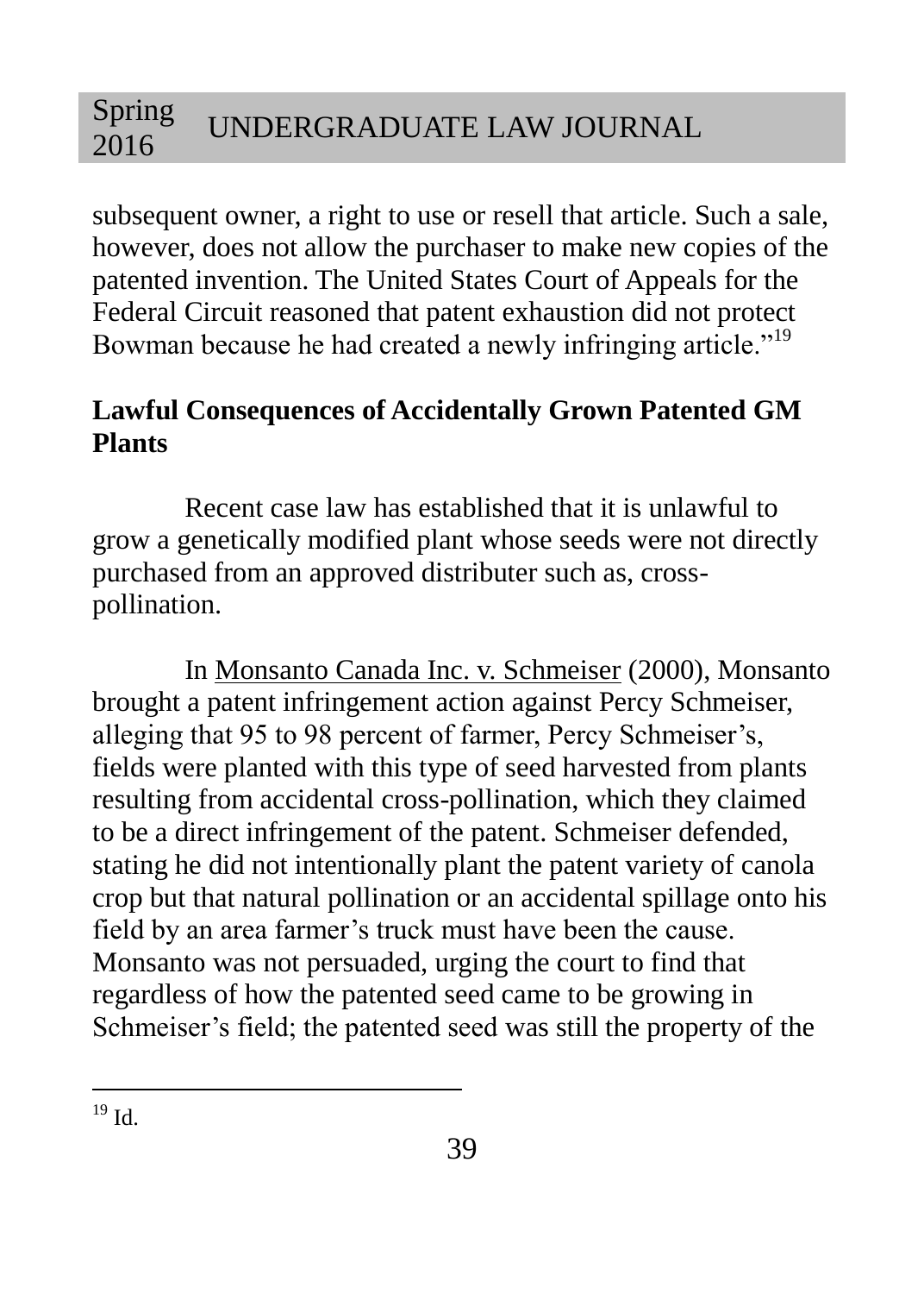subsequent owner, a right to use or resell that article. Such a sale, however, does not allow the purchaser to make new copies of the patented invention. The United States Court of Appeals for the Federal Circuit reasoned that patent exhaustion did not protect Bowman because he had created a newly infringing article."[19]

**Lawful Consequences of Accidentally Grown Patented GM Plants**

Recent case law has established that it is unlawful to grow a genetically modified plant whose seeds were not directly purchased from an approved distributer such as, cross-pollination.

In Monsanto Canada Inc. v. Schmeiser (2000), Monsanto brought a patent infringement action against Percy Schmeiser, alleging that 95 to 98 percent of farmer, Percy Schmeiser's, fields were planted with this type of seed harvested from plants resulting from accidental cross-pollination, which they claimed to be a direct infringement of the patent. Schmeiser defended, stating he did not intentionally plant the patent variety of canola crop but that natural pollination or an accidental spillage onto his field by an area farmer's truck must have been the cause. Monsanto was not persuaded, urging the court to find that regardless of how the patented seed came to be growing in Schmeiser's field; the patented seed was still the property of the

---

[19] Id.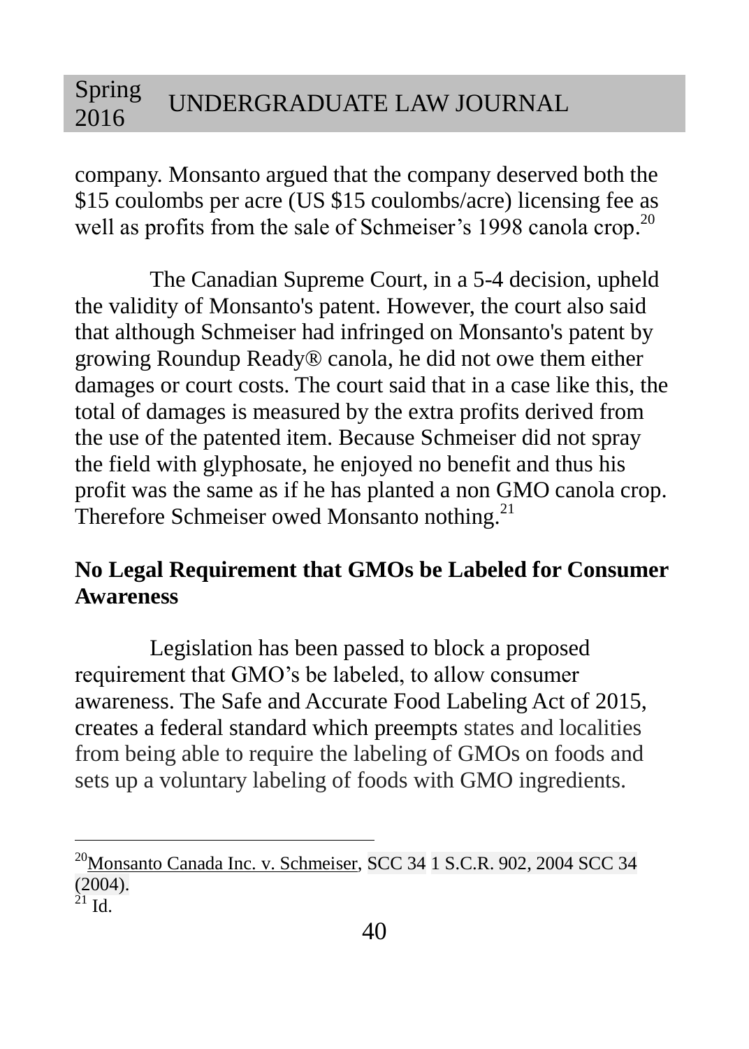company. Monsanto argued that the company deserved both the $15 coulombs per acre (US $15 coulombs/acre) licensing fee as well as profits from the sale of Schmeiser's 1998 canola crop.[20]

The Canadian Supreme Court, in a 5-4 decision, upheld the validity of Monsanto's patent. However, the court also said that although Schmeiser had infringed on Monsanto's patent by growing Roundup Ready® canola, he did not owe them either damages or court costs. The court said that in a case like this, the total of damages is measured by the extra profits derived from the use of the patented item. Because Schmeiser did not spray the field with glyphosate, he enjoyed no benefit and thus his profit was the same as if he has planted a non GMO canola crop. Therefore Schmeiser owed Monsanto nothing.[21]

**No Legal Requirement that GMOs be Labeled for Consumer Awareness**

Legislation has been passed to block a proposed requirement that GMO's be labeled, to allow consumer awareness. The Safe and Accurate Food Labeling Act of 2015, creates a federal standard which preempts states and localities from being able to require the labeling of GMOs on foods and sets up a voluntary labeling of foods with GMO ingredients.

---

[20] Monsanto Canada Inc. v. Schmeiser, SCC 34 1 S.C.R. 902, 2004 SCC 34 (2004).

[21] Id.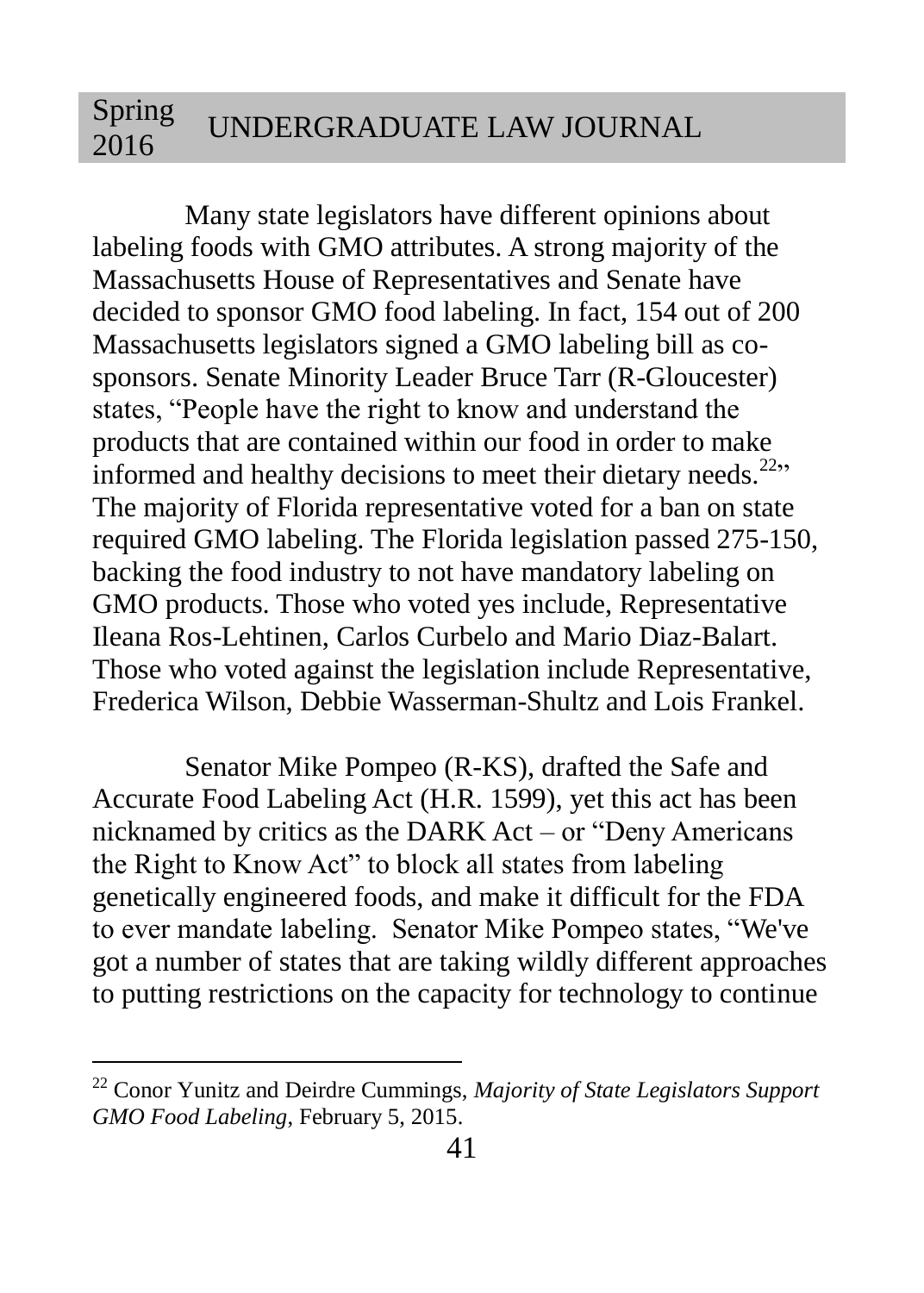Many state legislators have different opinions about labeling foods with GMO attributes. A strong majority of the Massachusetts House of Representatives and Senate have decided to sponsor GMO food labeling. In fact, 154 out of 200 Massachusetts legislators signed a GMO labeling bill as co-sponsors. Senate Minority Leader Bruce Tarr (R-Gloucester) states, "People have the right to know and understand the products that are contained within our food in order to make informed and healthy decisions to meet their dietary needs.[22]" The majority of Florida representative voted for a ban on state required GMO labeling. The Florida legislation passed 275-150, backing the food industry to not have mandatory labeling on GMO products. Those who voted yes include, Representative Ileana Ros-Lehtinen, Carlos Curbelo and Mario Diaz-Balart. Those who voted against the legislation include Representative, Frederica Wilson, Debbie Wasserman-Shultz and Lois Frankel.

Senator Mike Pompeo (R-KS), drafted the Safe and Accurate Food Labeling Act (H.R. 1599), yet this act has been nicknamed by critics as the DARK Act – or "Deny Americans the Right to Know Act" to block all states from labeling genetically engineered foods, and make it difficult for the FDA to ever mandate labeling. Senator Mike Pompeo states, "We've got a number of states that are taking wildly different approaches to putting restrictions on the capacity for technology to continue

---

[22] Conor Yunitz and Deirdre Cummings, *Majority of State Legislators Support GMO Food Labeling*, February 5, 2015.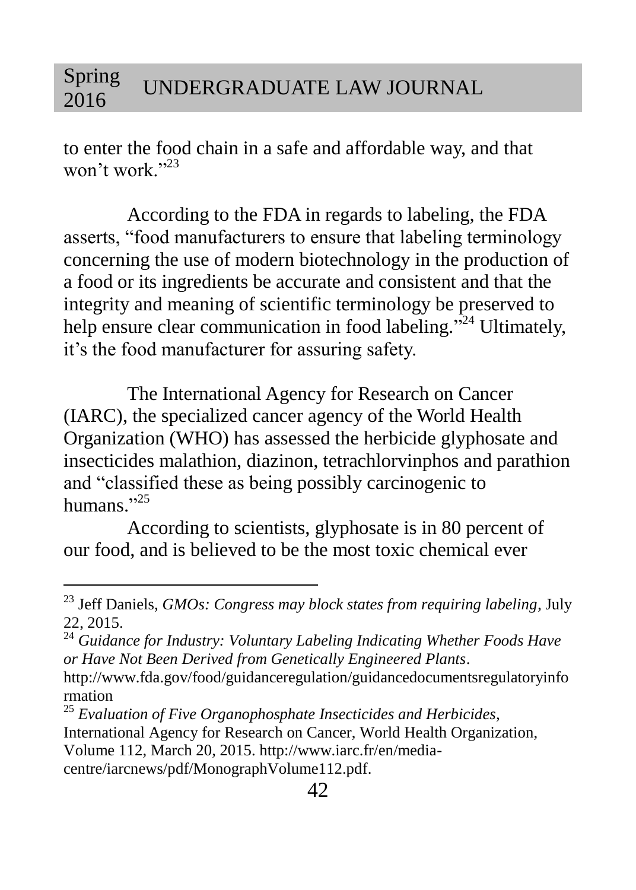to enter the food chain in a safe and affordable way, and that won't work."[23]

According to the FDA in regards to labeling, the FDA asserts, "food manufacturers to ensure that labeling terminology concerning the use of modern biotechnology in the production of a food or its ingredients be accurate and consistent and that the integrity and meaning of scientific terminology be preserved to help ensure clear communication in food labeling."[24] Ultimately, it's the food manufacturer for assuring safety.

The International Agency for Research on Cancer (IARC), the specialized cancer agency of the World Health Organization (WHO) has assessed the herbicide glyphosate and insecticides malathion, diazinon, tetrachlorvinphos and parathion and "classified these as being possibly carcinogenic to humans."[25]

According to scientists, glyphosate is in 80 percent of our food, and is believed to be the most toxic chemical ever

---

[23] Jeff Daniels, *GMOs: Congress may block states from requiring labeling*, July 22, 2015.

[24] *Guidance for Industry: Voluntary Labeling Indicating Whether Foods Have or Have Not Been Derived from Genetically Engineered Plants*. http://www.fda.gov/food/guidanceregulation/guidancedocumentsregulatoryinformation

[25] *Evaluation of Five Organophosphate Insecticides and Herbicides,* International Agency for Research on Cancer, World Health Organization, Volume 112, March 20, 2015. http://www.iarc.fr/en/media-centre/iarcnews/pdf/MonographVolume112.pdf.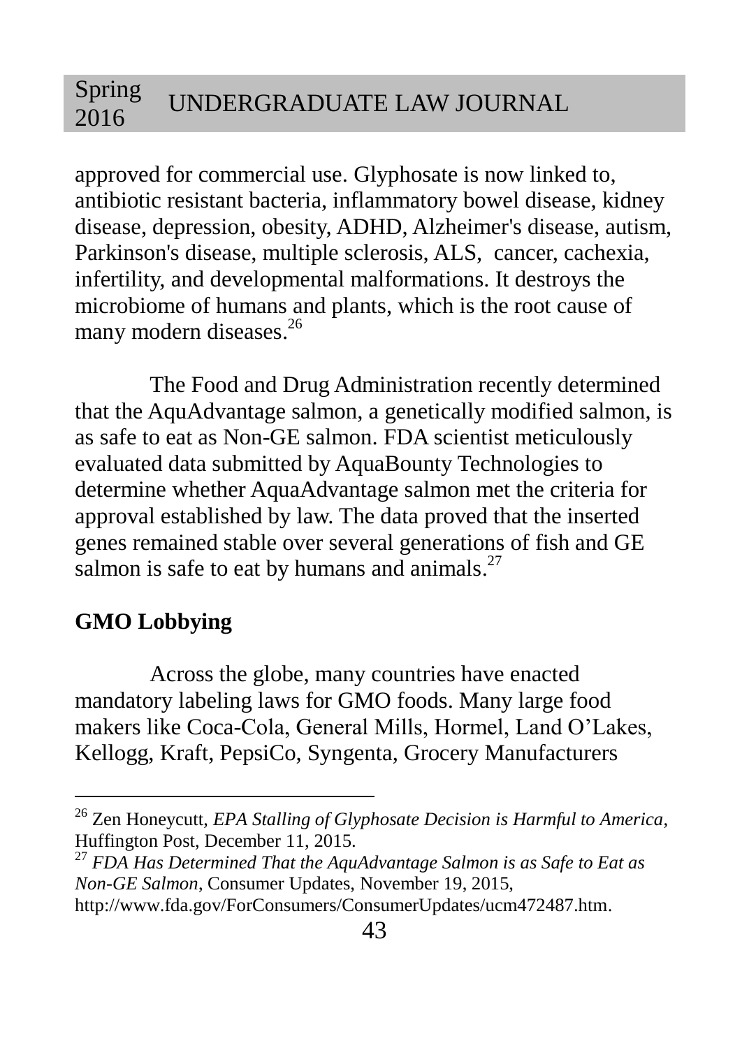approved for commercial use. Glyphosate is now linked to, antibiotic resistant bacteria, inflammatory bowel disease, kidney disease, depression, obesity, ADHD, Alzheimer's disease, autism, Parkinson's disease, multiple sclerosis, ALS, cancer, cachexia, infertility, and developmental malformations. It destroys the microbiome of humans and plants, which is the root cause of many modern diseases.[26]

The Food and Drug Administration recently determined that the AquAdvantage salmon, a genetically modified salmon, is as safe to eat as Non-GE salmon. FDA scientist meticulously evaluated data submitted by AquaBounty Technologies to determine whether AquaAdvantage salmon met the criteria for approval established by law. The data proved that the inserted genes remained stable over several generations of fish and GE salmon is safe to eat by humans and animals.[27]

## GMO Lobbying

Across the globe, many countries have enacted mandatory labeling laws for GMO foods. Many large food makers like Coca-Cola, General Mills, Hormel, Land O'Lakes, Kellogg, Kraft, PepsiCo, Syngenta, Grocery Manufacturers

---

[26] Zen Honeycutt, *EPA Stalling of Glyphosate Decision is Harmful to America*, Huffington Post, December 11, 2015.

[27] *FDA Has Determined That the AquAdvantage Salmon is as Safe to Eat as Non-GE Salmon*, Consumer Updates, November 19, 2015, http://www.fda.gov/ForConsumers/ConsumerUpdates/ucm472487.htm.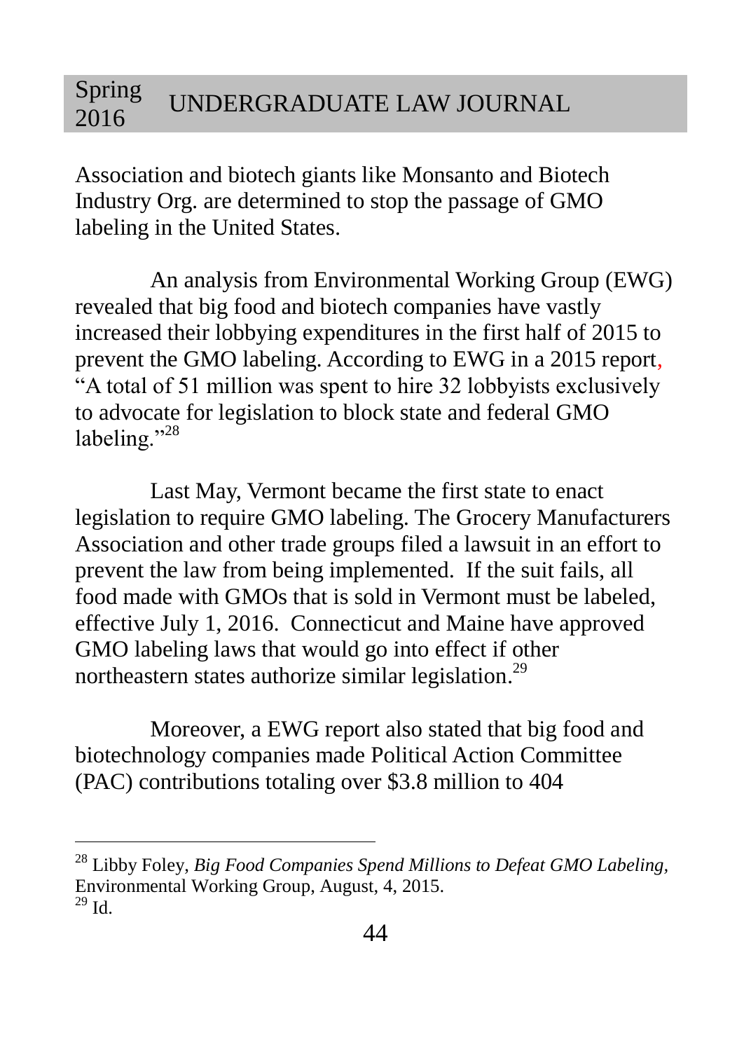Association and biotech giants like Monsanto and Biotech Industry Org. are determined to stop the passage of GMO labeling in the United States.

An analysis from Environmental Working Group (EWG) revealed that big food and biotech companies have vastly increased their lobbying expenditures in the first half of 2015 to prevent the GMO labeling. According to EWG in a 2015 report, "A total of 51 million was spent to hire 32 lobbyists exclusively to advocate for legislation to block state and federal GMO labeling."[28]

Last May, Vermont became the first state to enact legislation to require GMO labeling. The Grocery Manufacturers Association and other trade groups filed a lawsuit in an effort to prevent the law from being implemented. If the suit fails, all food made with GMOs that is sold in Vermont must be labeled, effective July 1, 2016. Connecticut and Maine have approved GMO labeling laws that would go into effect if other northeastern states authorize similar legislation.[29]

Moreover, a EWG report also stated that big food and biotechnology companies made Political Action Committee (PAC) contributions totaling over $3.8 million to 404

---

[28] Libby Foley, *Big Food Companies Spend Millions to Defeat GMO Labeling,* Environmental Working Group, August, 4, 2015.

[29] Id.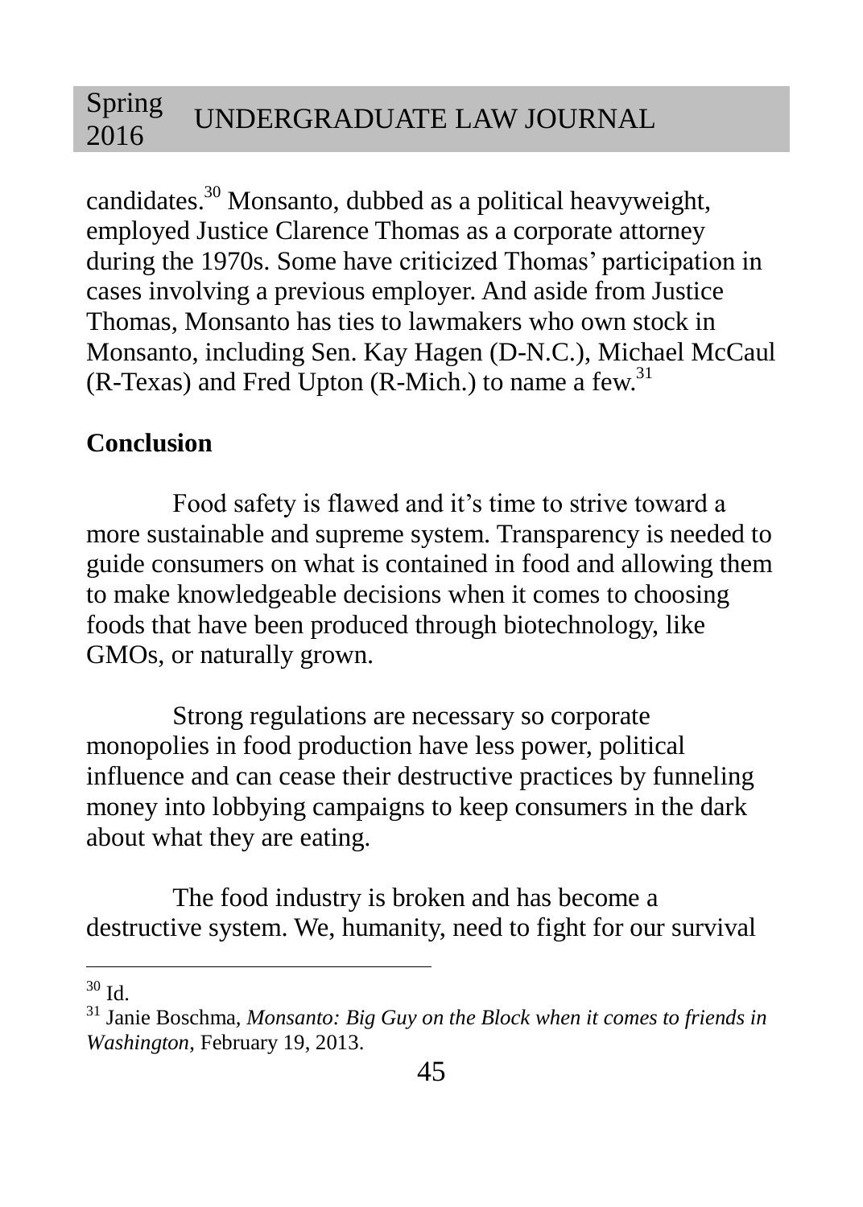candidates.[30] Monsanto, dubbed as a political heavyweight, employed Justice Clarence Thomas as a corporate attorney during the 1970s. Some have criticized Thomas' participation in cases involving a previous employer. And aside from Justice Thomas, Monsanto has ties to lawmakers who own stock in Monsanto, including Sen. Kay Hagen (D-N.C.), Michael McCaul (R-Texas) and Fred Upton (R-Mich.) to name a few.[31]

## Conclusion

Food safety is flawed and it's time to strive toward a more sustainable and supreme system. Transparency is needed to guide consumers on what is contained in food and allowing them to make knowledgeable decisions when it comes to choosing foods that have been produced through biotechnology, like GMOs, or naturally grown.

Strong regulations are necessary so corporate monopolies in food production have less power, political influence and can cease their destructive practices by funneling money into lobbying campaigns to keep consumers in the dark about what they are eating.

The food industry is broken and has become a destructive system. We, humanity, need to fight for our survival

---

[30] Id.

[31] Janie Boschma, *Monsanto: Big Guy on the Block when it comes to friends in Washington*, February 19, 2013.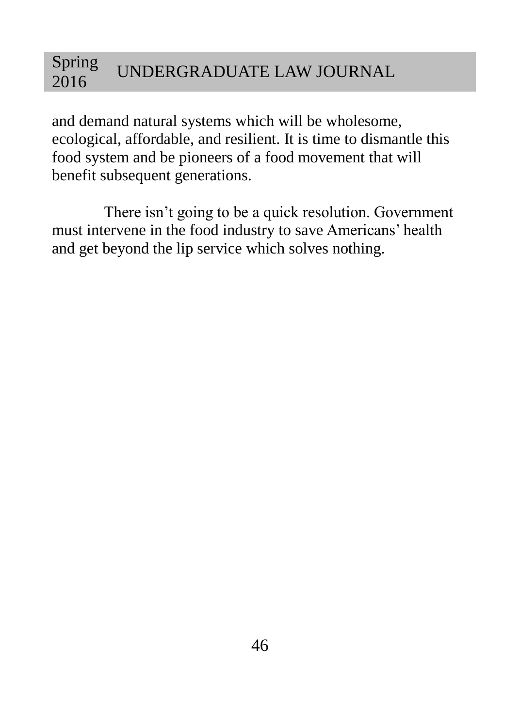and demand natural systems which will be wholesome, ecological, affordable, and resilient. It is time to dismantle this food system and be pioneers of a food movement that will benefit subsequent generations.

There isn't going to be a quick resolution. Government must intervene in the food industry to save Americans' health and get beyond the lip service which solves nothing.